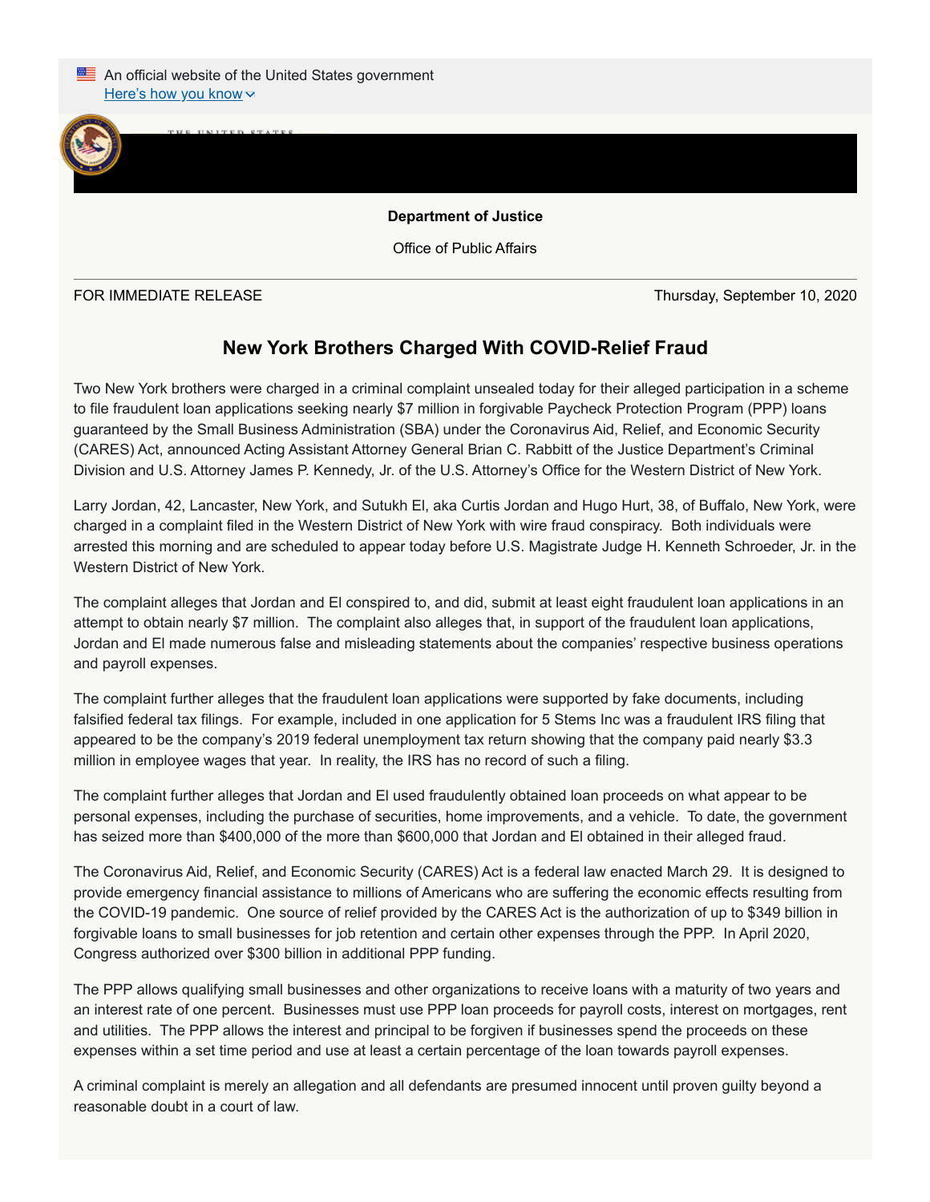An official website of the United States government

Here's how you know

**Department of Justice**

Office of Public Affairs

FOR IMMEDIATE RELEASE Thursday, September 10, 2020

## New York Brothers Charged With COVID-Relief Fraud

Two New York brothers were charged in a criminal complaint unsealed today for their alleged participation in a scheme to file fraudulent loan applications seeking nearly $7 million in forgivable Paycheck Protection Program (PPP) loans guaranteed by the Small Business Administration (SBA) under the Coronavirus Aid, Relief, and Economic Security (CARES) Act, announced Acting Assistant Attorney General Brian C. Rabbitt of the Justice Department's Criminal Division and U.S. Attorney James P. Kennedy, Jr. of the U.S. Attorney's Office for the Western District of New York.

Larry Jordan, 42, Lancaster, New York, and Sutukh El, aka Curtis Jordan and Hugo Hurt, 38, of Buffalo, New York, were charged in a complaint filed in the Western District of New York with wire fraud conspiracy. Both individuals were arrested this morning and are scheduled to appear today before U.S. Magistrate Judge H. Kenneth Schroeder, Jr. in the Western District of New York.

The complaint alleges that Jordan and El conspired to, and did, submit at least eight fraudulent loan applications in an attempt to obtain nearly $7 million. The complaint also alleges that, in support of the fraudulent loan applications, Jordan and El made numerous false and misleading statements about the companies' respective business operations and payroll expenses.

The complaint further alleges that the fraudulent loan applications were supported by fake documents, including falsified federal tax filings. For example, included in one application for 5 Stems Inc was a fraudulent IRS filing that appeared to be the company's 2019 federal unemployment tax return showing that the company paid nearly $3.3 million in employee wages that year. In reality, the IRS has no record of such a filing.

The complaint further alleges that Jordan and El used fraudulently obtained loan proceeds on what appear to be personal expenses, including the purchase of securities, home improvements, and a vehicle. To date, the government has seized more than $400,000 of the more than $600,000 that Jordan and El obtained in their alleged fraud.

The Coronavirus Aid, Relief, and Economic Security (CARES) Act is a federal law enacted March 29. It is designed to provide emergency financial assistance to millions of Americans who are suffering the economic effects resulting from the COVID-19 pandemic. One source of relief provided by the CARES Act is the authorization of up to $349 billion in forgivable loans to small businesses for job retention and certain other expenses through the PPP. In April 2020, Congress authorized over $300 billion in additional PPP funding.

The PPP allows qualifying small businesses and other organizations to receive loans with a maturity of two years and an interest rate of one percent. Businesses must use PPP loan proceeds for payroll costs, interest on mortgages, rent and utilities. The PPP allows the interest and principal to be forgiven if businesses spend the proceeds on these expenses within a set time period and use at least a certain percentage of the loan towards payroll expenses.

A criminal complaint is merely an allegation and all defendants are presumed innocent until proven guilty beyond a reasonable doubt in a court of law.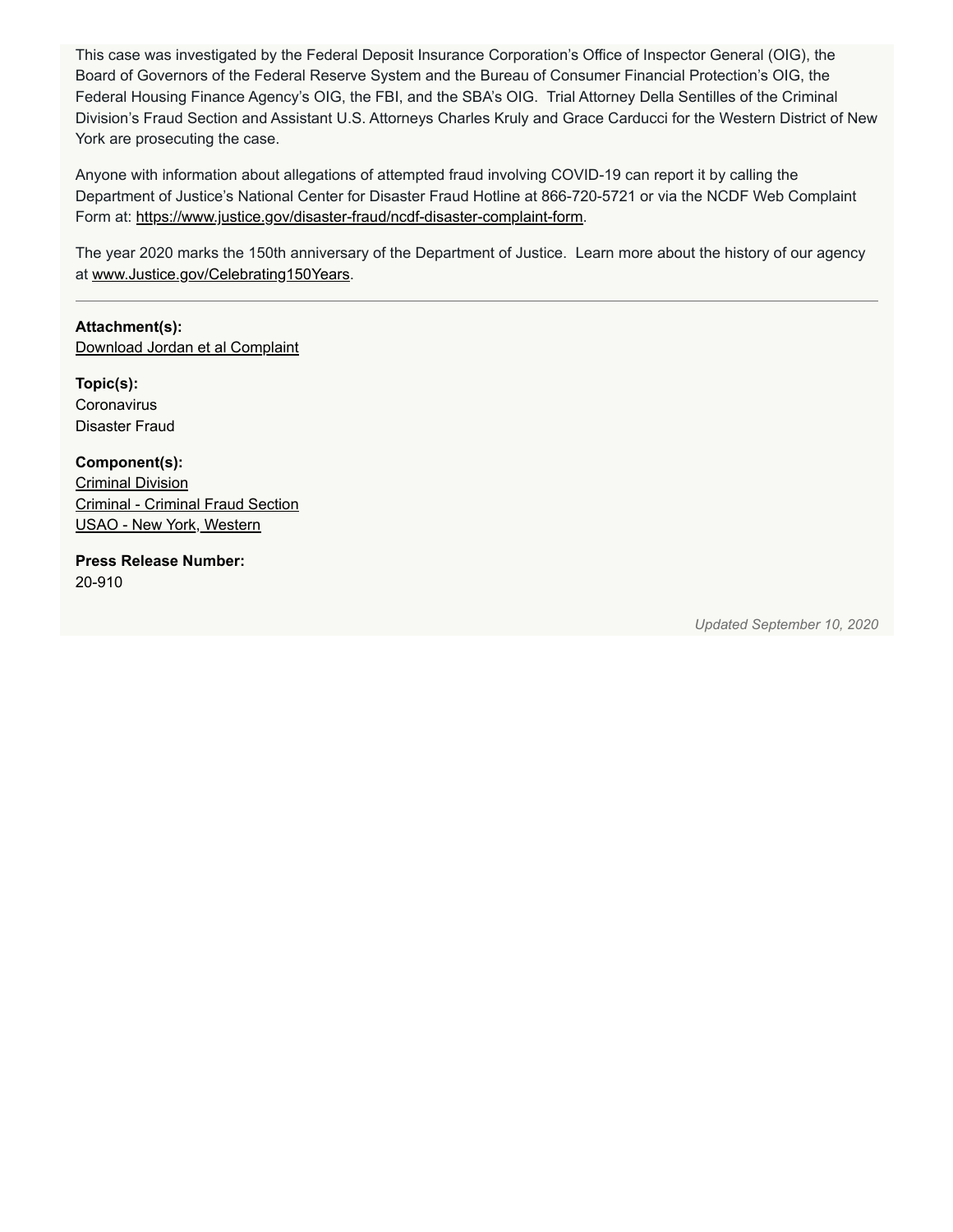This case was investigated by the Federal Deposit Insurance Corporation's Office of Inspector General (OIG), the Board of Governors of the Federal Reserve System and the Bureau of Consumer Financial Protection's OIG, the Federal Housing Finance Agency's OIG, the FBI, and the SBA's OIG. Trial Attorney Della Sentilles of the Criminal Division's Fraud Section and Assistant U.S. Attorneys Charles Kruly and Grace Carducci for the Western District of New York are prosecuting the case.

Anyone with information about allegations of attempted fraud involving COVID-19 can report it by calling the Department of Justice's National Center for Disaster Fraud Hotline at 866-720-5721 or via the NCDF Web Complaint Form at: https://www.justice.gov/disaster-fraud/ncdf-disaster-complaint-form.

The year 2020 marks the 150th anniversary of the Department of Justice. Learn more about the history of our agency at www.Justice.gov/Celebrating150Years.

---

**Attachment(s):**
Download Jordan et al Complaint

**Topic(s):**
Coronavirus
Disaster Fraud

**Component(s):**
Criminal Division
Criminal - Criminal Fraud Section
USAO - New York, Western

**Press Release Number:**
20-910

*Updated September 10, 2020*